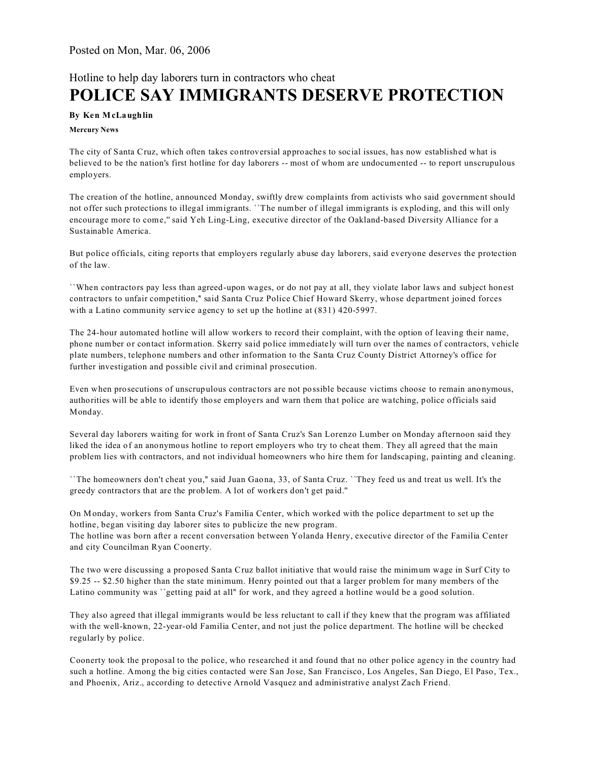Posted on Mon, Mar. 06, 2006

## Hotline to help day laborers turn in contractors who cheat

# POLICE SAY IMMIGRANTS DESERVE PROTECTION

**By Ken McLaughlin**

**Mercury News**

The city of Santa Cruz, which often takes controversial approaches to social issues, has now established what is believed to be the nation's first hotline for day laborers -- most of whom are undocumented -- to report unscrupulous employers.

The creation of the hotline, announced Monday, swiftly drew complaints from activists who said government should not offer such protections to illegal immigrants. ``The number of illegal immigrants is exploding, and this will only encourage more to come,'' said Yeh Ling-Ling, executive director of the Oakland-based Diversity Alliance for a Sustainable America.

But police officials, citing reports that employers regularly abuse day laborers, said everyone deserves the protection of the law.

``When contractors pay less than agreed-upon wages, or do not pay at all, they violate labor laws and subject honest contractors to unfair competition,'' said Santa Cruz Police Chief Howard Skerry, whose department joined forces with a Latino community service agency to set up the hotline at (831) 420-5997.

The 24-hour automated hotline will allow workers to record their complaint, with the option of leaving their name, phone number or contact information. Skerry said police immediately will turn over the names of contractors, vehicle plate numbers, telephone numbers and other information to the Santa Cruz County District Attorney's office for further investigation and possible civil and criminal prosecution.

Even when prosecutions of unscrupulous contractors are not possible because victims choose to remain anonymous, authorities will be able to identify those employers and warn them that police are watching, police officials said Monday.

Several day laborers waiting for work in front of Santa Cruz's San Lorenzo Lumber on Monday afternoon said they liked the idea of an anonymous hotline to report employers who try to cheat them. They all agreed that the main problem lies with contractors, and not individual homeowners who hire them for landscaping, painting and cleaning.

``The homeowners don't cheat you,'' said Juan Gaona, 33, of Santa Cruz. ``They feed us and treat us well. It's the greedy contractors that are the problem. A lot of workers don't get paid.''

On Monday, workers from Santa Cruz's Familia Center, which worked with the police department to set up the hotline, began visiting day laborer sites to publicize the new program.
The hotline was born after a recent conversation between Yolanda Henry, executive director of the Familia Center and city Councilman Ryan Coonerty.

The two were discussing a proposed Santa Cruz ballot initiative that would raise the minimum wage in Surf City to \$9.25 -- \$2.50 higher than the state minimum. Henry pointed out that a larger problem for many members of the Latino community was ``getting paid at all'' for work, and they agreed a hotline would be a good solution.

They also agreed that illegal immigrants would be less reluctant to call if they knew that the program was affiliated with the well-known, 22-year-old Familia Center, and not just the police department. The hotline will be checked regularly by police.

Coonerty took the proposal to the police, who researched it and found that no other police agency in the country had such a hotline. Among the big cities contacted were San Jose, San Francisco, Los Angeles, San Diego, El Paso, Tex., and Phoenix, Ariz., according to detective Arnold Vasquez and administrative analyst Zach Friend.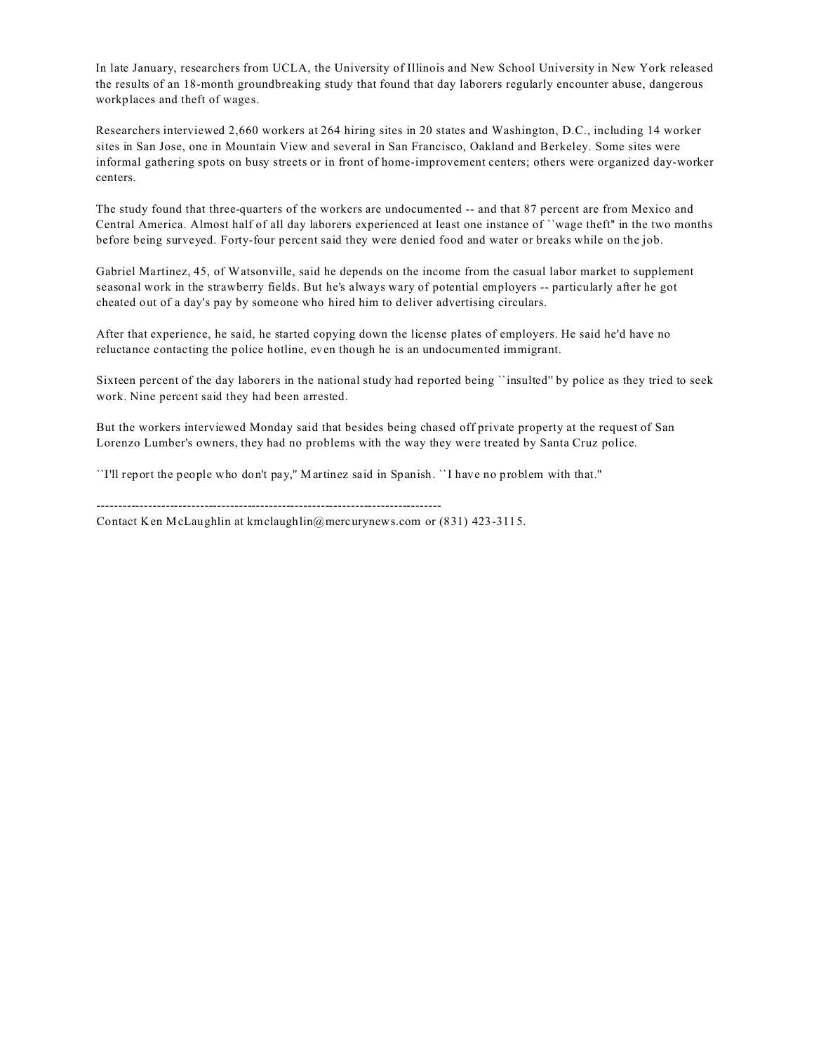In late January, researchers from UCLA, the University of Illinois and New School University in New York released the results of an 18-month groundbreaking study that found that day laborers regularly encounter abuse, dangerous workplaces and theft of wages.

Researchers interviewed 2,660 workers at 264 hiring sites in 20 states and Washington, D.C., including 14 worker sites in San Jose, one in Mountain View and several in San Francisco, Oakland and Berkeley. Some sites were informal gathering spots on busy streets or in front of home-improvement centers; others were organized day-worker centers.

The study found that three-quarters of the workers are undocumented -- and that 87 percent are from Mexico and Central America. Almost half of all day laborers experienced at least one instance of ``wage theft'' in the two months before being surveyed. Forty-four percent said they were denied food and water or breaks while on the job.

Gabriel Martinez, 45, of Watsonville, said he depends on the income from the casual labor market to supplement seasonal work in the strawberry fields. But he's always wary of potential employers -- particularly after he got cheated out of a day's pay by someone who hired him to deliver advertising circulars.

After that experience, he said, he started copying down the license plates of employers. He said he'd have no reluctance contacting the police hotline, even though he is an undocumented immigrant.

Sixteen percent of the day laborers in the national study had reported being ``insulted'' by police as they tried to seek work. Nine percent said they had been arrested.

But the workers interviewed Monday said that besides being chased off private property at the request of San Lorenzo Lumber's owners, they had no problems with the way they were treated by Santa Cruz police.

``I'll report the people who don't pay,'' Martinez said in Spanish. ``I have no problem with that.''

--------------------------------------------------------------------------------

Contact Ken McLaughlin at kmclaughlin@mercurynews.com or (831) 423-3115.